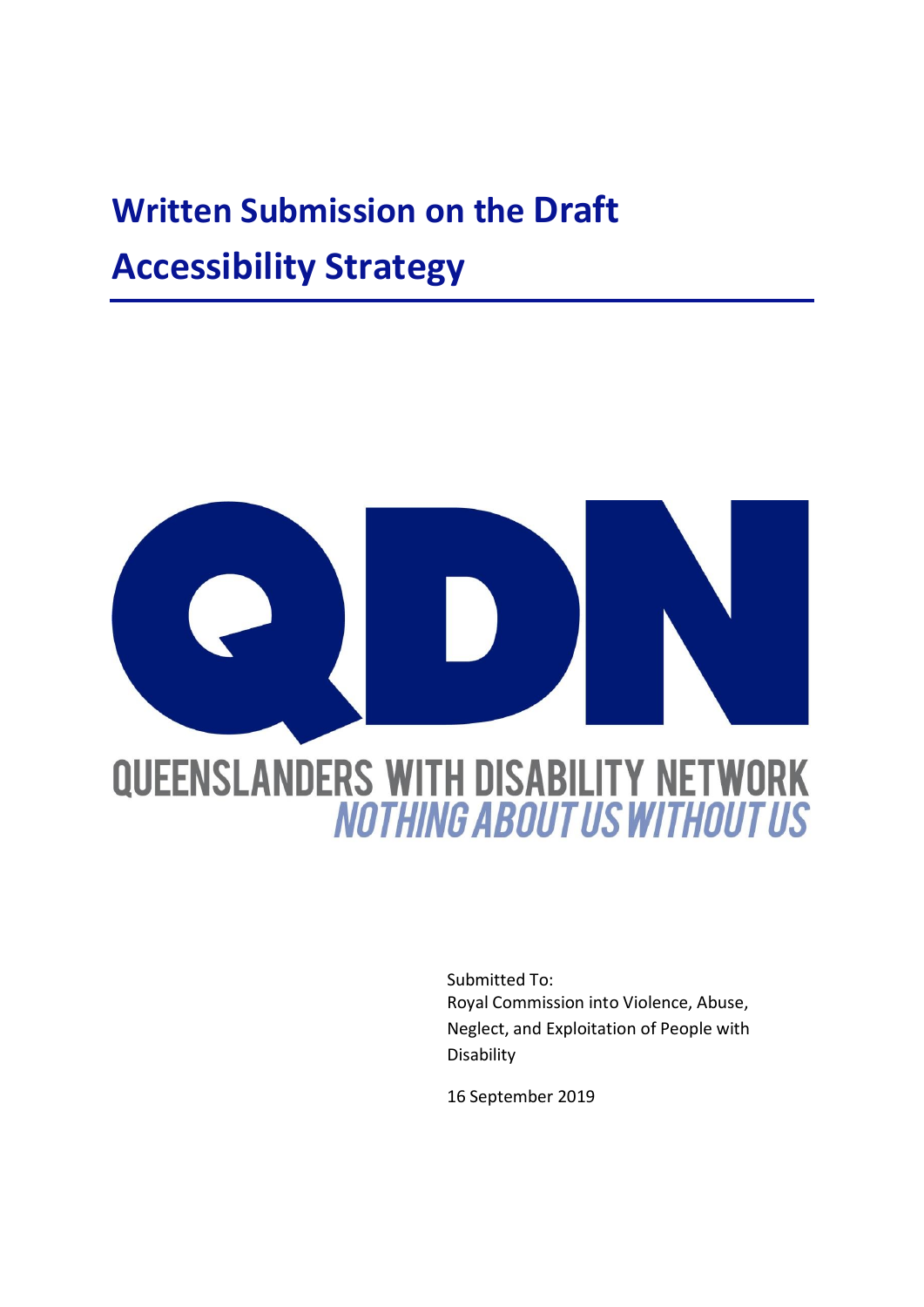# Written Submission on the Draft Accessibility Strategy

QDN

QUEENSLANDERS WITH DISABILITY NETWORK

*NOTHING ABOUT US WITHOUT US*

Submitted To:
Royal Commission into Violence, Abuse, Neglect, and Exploitation of People with Disability

16 September 2019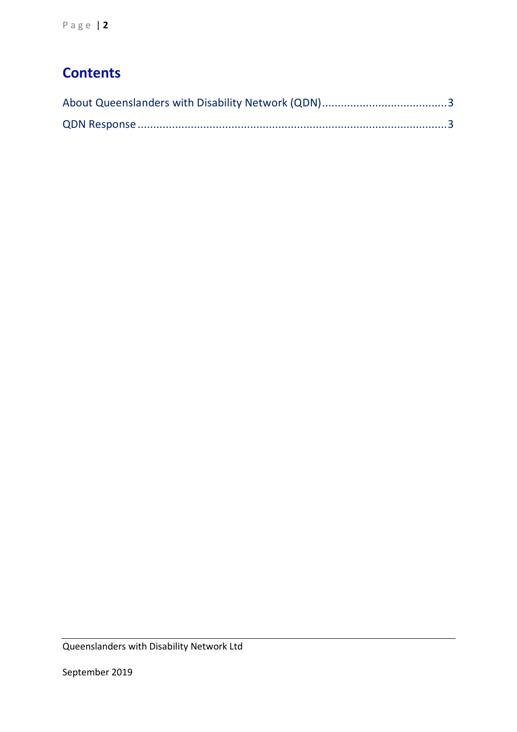# Contents

About Queenslanders with Disability Network (QDN)........................................3

QDN Response..................................................................................................3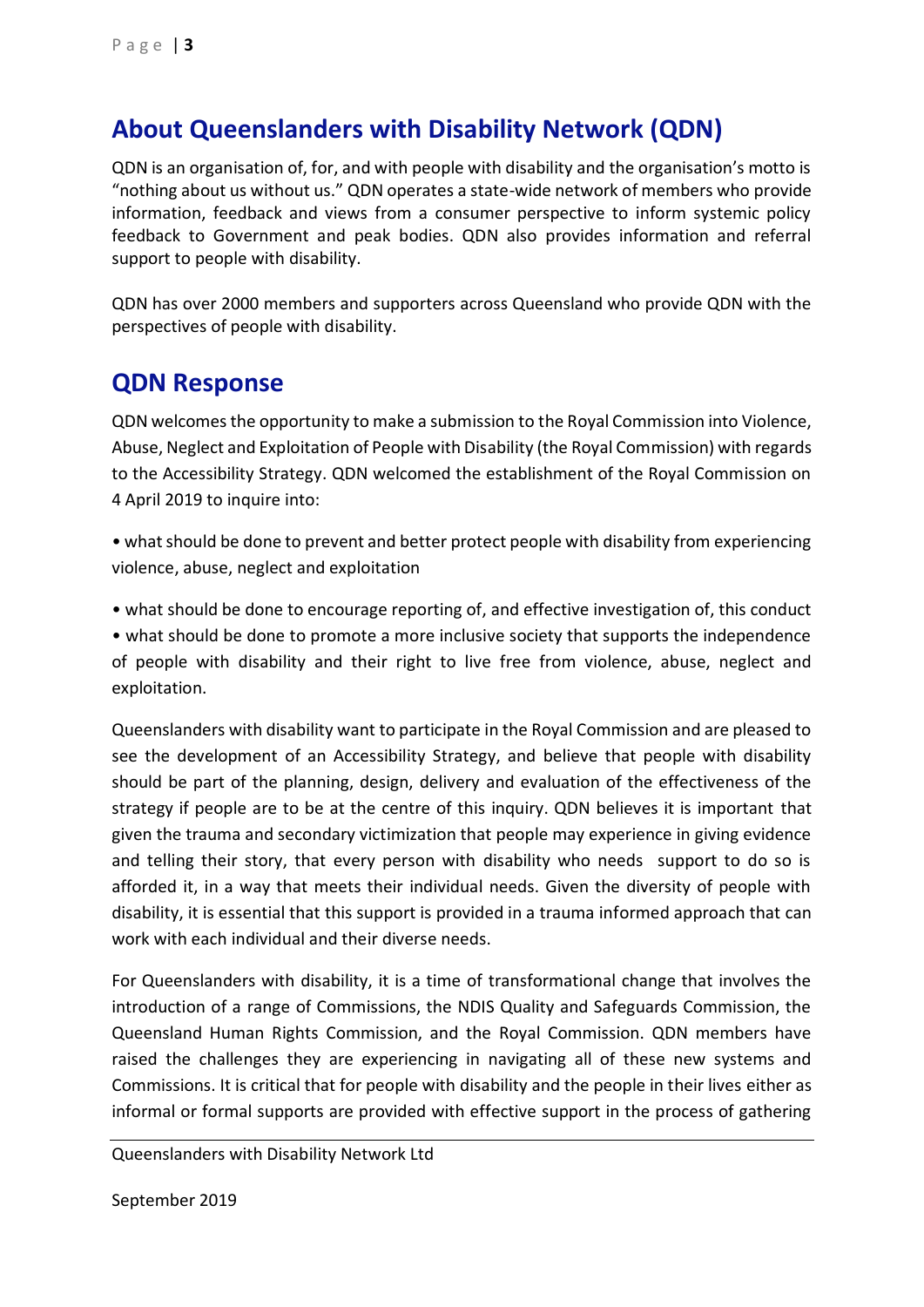## About Queenslanders with Disability Network (QDN)

QDN is an organisation of, for, and with people with disability and the organisation's motto is "nothing about us without us." QDN operates a state-wide network of members who provide information, feedback and views from a consumer perspective to inform systemic policy feedback to Government and peak bodies. QDN also provides information and referral support to people with disability.

QDN has over 2000 members and supporters across Queensland who provide QDN with the perspectives of people with disability.

## QDN Response

QDN welcomes the opportunity to make a submission to the Royal Commission into Violence, Abuse, Neglect and Exploitation of People with Disability (the Royal Commission) with regards to the Accessibility Strategy. QDN welcomed the establishment of the Royal Commission on 4 April 2019 to inquire into:

- what should be done to prevent and better protect people with disability from experiencing violence, abuse, neglect and exploitation
- what should be done to encourage reporting of, and effective investigation of, this conduct
- what should be done to promote a more inclusive society that supports the independence of people with disability and their right to live free from violence, abuse, neglect and exploitation.

Queenslanders with disability want to participate in the Royal Commission and are pleased to see the development of an Accessibility Strategy, and believe that people with disability should be part of the planning, design, delivery and evaluation of the effectiveness of the strategy if people are to be at the centre of this inquiry. QDN believes it is important that given the trauma and secondary victimization that people may experience in giving evidence and telling their story, that every person with disability who needs support to do so is afforded it, in a way that meets their individual needs. Given the diversity of people with disability, it is essential that this support is provided in a trauma informed approach that can work with each individual and their diverse needs.

For Queenslanders with disability, it is a time of transformational change that involves the introduction of a range of Commissions, the NDIS Quality and Safeguards Commission, the Queensland Human Rights Commission, and the Royal Commission. QDN members have raised the challenges they are experiencing in navigating all of these new systems and Commissions. It is critical that for people with disability and the people in their lives either as informal or formal supports are provided with effective support in the process of gathering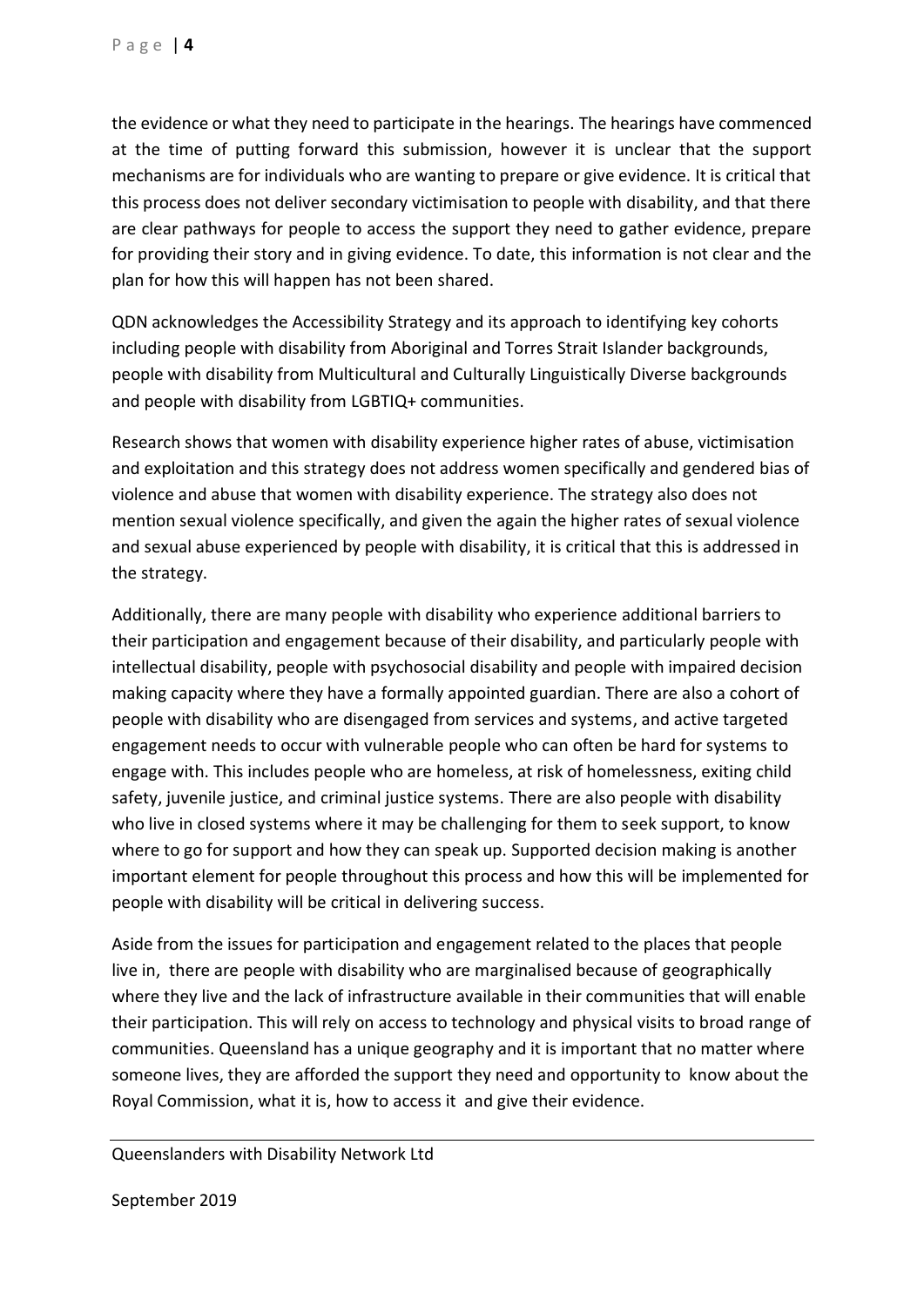the evidence or what they need to participate in the hearings. The hearings have commenced at the time of putting forward this submission, however it is unclear that the support mechanisms are for individuals who are wanting to prepare or give evidence. It is critical that this process does not deliver secondary victimisation to people with disability, and that there are clear pathways for people to access the support they need to gather evidence, prepare for providing their story and in giving evidence. To date, this information is not clear and the plan for how this will happen has not been shared.

QDN acknowledges the Accessibility Strategy and its approach to identifying key cohorts including people with disability from Aboriginal and Torres Strait Islander backgrounds, people with disability from Multicultural and Culturally Linguistically Diverse backgrounds and people with disability from LGBTIQ+ communities.

Research shows that women with disability experience higher rates of abuse, victimisation and exploitation and this strategy does not address women specifically and gendered bias of violence and abuse that women with disability experience. The strategy also does not mention sexual violence specifically, and given the again the higher rates of sexual violence and sexual abuse experienced by people with disability, it is critical that this is addressed in the strategy.

Additionally, there are many people with disability who experience additional barriers to their participation and engagement because of their disability, and particularly people with intellectual disability, people with psychosocial disability and people with impaired decision making capacity where they have a formally appointed guardian. There are also a cohort of people with disability who are disengaged from services and systems, and active targeted engagement needs to occur with vulnerable people who can often be hard for systems to engage with. This includes people who are homeless, at risk of homelessness, exiting child safety, juvenile justice, and criminal justice systems. There are also people with disability who live in closed systems where it may be challenging for them to seek support, to know where to go for support and how they can speak up. Supported decision making is another important element for people throughout this process and how this will be implemented for people with disability will be critical in delivering success.

Aside from the issues for participation and engagement related to the places that people live in, there are people with disability who are marginalised because of geographically where they live and the lack of infrastructure available in their communities that will enable their participation. This will rely on access to technology and physical visits to broad range of communities. Queensland has a unique geography and it is important that no matter where someone lives, they are afforded the support they need and opportunity to know about the Royal Commission, what it is, how to access it and give their evidence.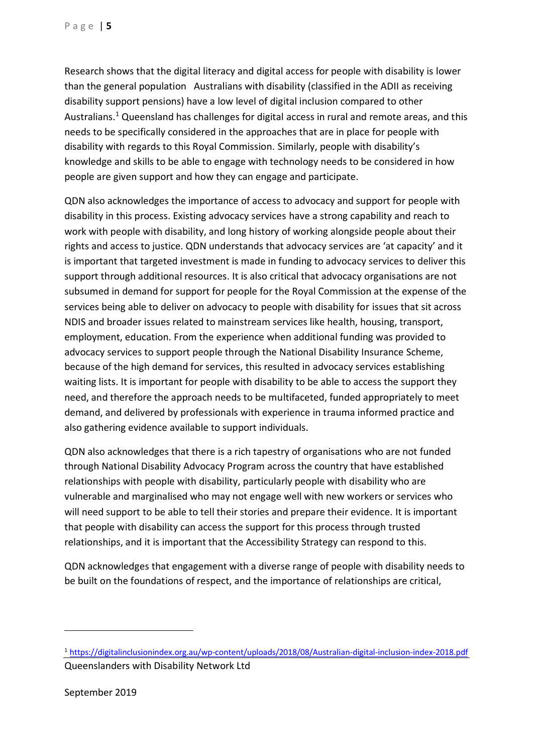Research shows that the digital literacy and digital access for people with disability is lower than the general population   Australians with disability (classified in the ADII as receiving disability support pensions) have a low level of digital inclusion compared to other Australians.[1] Queensland has challenges for digital access in rural and remote areas, and this needs to be specifically considered in the approaches that are in place for people with disability with regards to this Royal Commission. Similarly, people with disability's knowledge and skills to be able to engage with technology needs to be considered in how people are given support and how they can engage and participate.

QDN also acknowledges the importance of access to advocacy and support for people with disability in this process. Existing advocacy services have a strong capability and reach to work with people with disability, and long history of working alongside people about their rights and access to justice. QDN understands that advocacy services are 'at capacity' and it is important that targeted investment is made in funding to advocacy services to deliver this support through additional resources. It is also critical that advocacy organisations are not subsumed in demand for support for people for the Royal Commission at the expense of the services being able to deliver on advocacy to people with disability for issues that sit across NDIS and broader issues related to mainstream services like health, housing, transport, employment, education. From the experience when additional funding was provided to advocacy services to support people through the National Disability Insurance Scheme, because of the high demand for services, this resulted in advocacy services establishing waiting lists. It is important for people with disability to be able to access the support they need, and therefore the approach needs to be multifaceted, funded appropriately to meet demand, and delivered by professionals with experience in trauma informed practice and also gathering evidence available to support individuals.

QDN also acknowledges that there is a rich tapestry of organisations who are not funded through National Disability Advocacy Program across the country that have established relationships with people with disability, particularly people with disability who are vulnerable and marginalised who may not engage well with new workers or services who will need support to be able to tell their stories and prepare their evidence. It is important that people with disability can access the support for this process through trusted relationships, and it is important that the Accessibility Strategy can respond to this.

QDN acknowledges that engagement with a diverse range of people with disability needs to be built on the foundations of respect, and the importance of relationships are critical,

[1] https://digitalinclusionindex.org.au/wp-content/uploads/2018/08/Australian-digital-inclusion-index-2018.pdf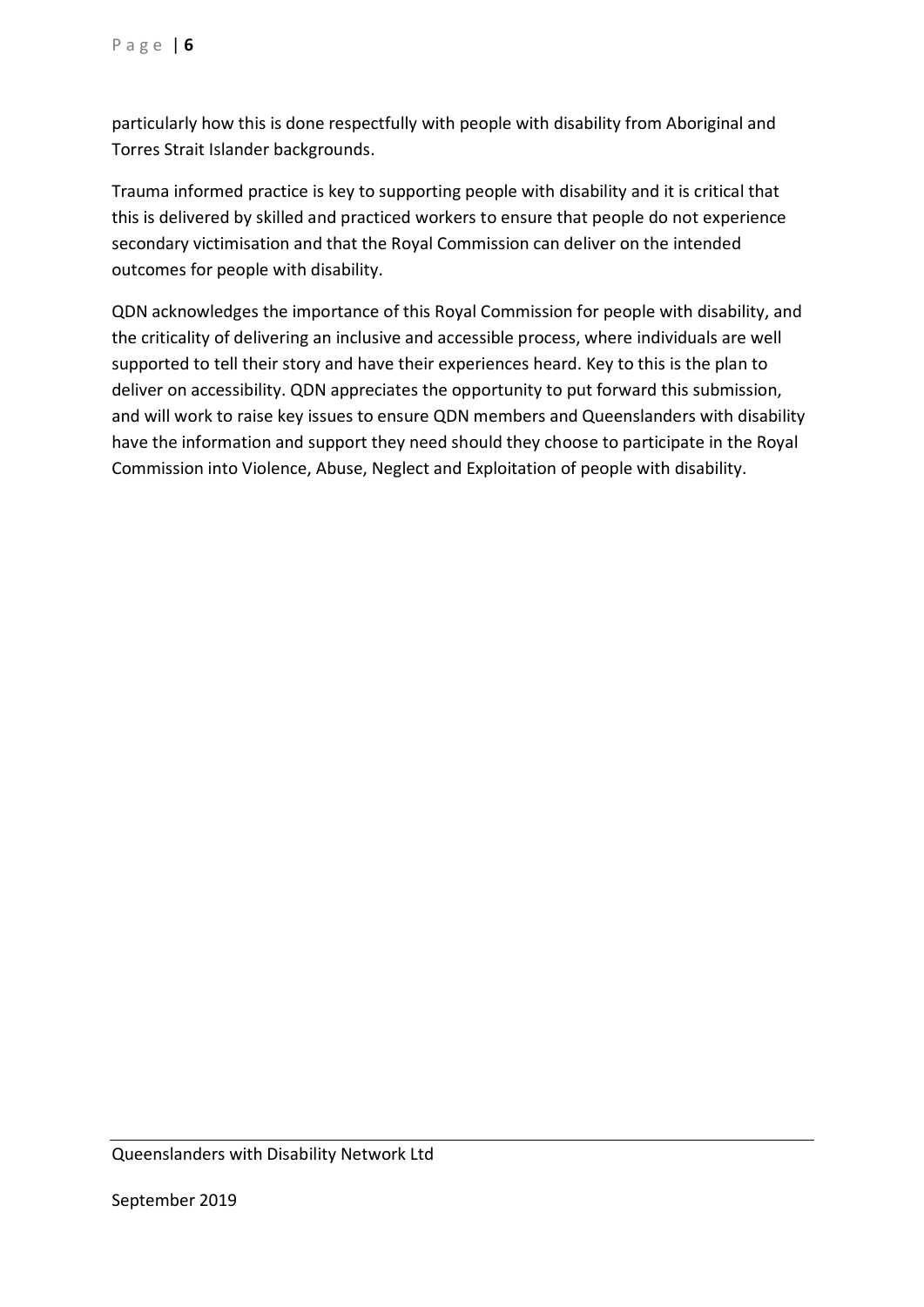particularly how this is done respectfully with people with disability from Aboriginal and Torres Strait Islander backgrounds.

Trauma informed practice is key to supporting people with disability and it is critical that this is delivered by skilled and practiced workers to ensure that people do not experience secondary victimisation and that the Royal Commission can deliver on the intended outcomes for people with disability.

QDN acknowledges the importance of this Royal Commission for people with disability, and the criticality of delivering an inclusive and accessible process, where individuals are well supported to tell their story and have their experiences heard. Key to this is the plan to deliver on accessibility. QDN appreciates the opportunity to put forward this submission, and will work to raise key issues to ensure QDN members and Queenslanders with disability have the information and support they need should they choose to participate in the Royal Commission into Violence, Abuse, Neglect and Exploitation of people with disability.

Queenslanders with Disability Network Ltd

September 2019